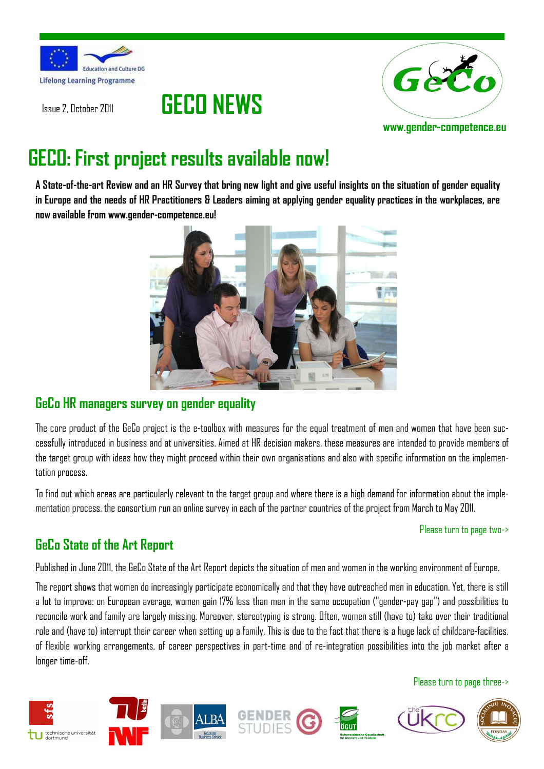Lifelong Learning Programme

Education and Culture DG

Issue 2, October 2011

# GECO NEWS

www.gender-competence.eu

# GECO: First project results available now!

**A State-of-the-art Review and an HR Survey that bring new light and give useful insights on the situation of gender equality in Europe and the needs of HR Practitioners & Leaders aiming at applying gender equality practices in the workplaces, are now available from www.gender-competence.eu!**

## GeCo HR managers survey on gender equality

The core product of the GeCo project is the e-toolbox with measures for the equal treatment of men and women that have been successfully introduced in business and at universities. Aimed at HR decision makers, these measures are intended to provide members of the target group with ideas how they might proceed within their own organisations and also with specific information on the implementation process.

To find out which areas are particularly relevant to the target group and where there is a high demand for information about the implementation process, the consortium run an online survey in each of the partner countries of the project from March to May 2011.

Please turn to page two->

## GeCo State of the Art Report

Published in June 2011, the GeCo State of the Art Report depicts the situation of men and women in the working environment of Europe.

The report shows that women do increasingly participate economically and that they have outreached men in education. Yet, there is still a lot to improve: on European average, women gain 17% less than men in the same occupation ("gender-pay gap") and possibilities to reconcile work and family are largely missing. Moreover, stereotyping is strong. Often, women still (have to) take over their traditional role and (have to) interrupt their career when setting up a family. This is due to the fact that there is a huge lack of childcare-facilities, of flexible working arrangements, of career perspectives in part-time and of re-integration possibilities into the job market after a longer time-off.

Please turn to page three->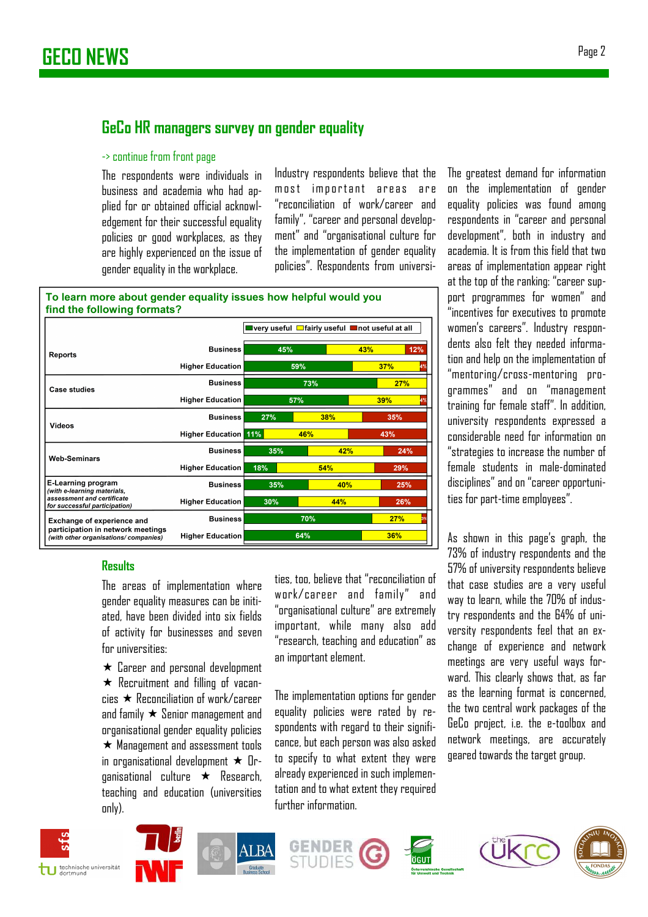## GeCo HR managers survey on gender equality

-> continue from front page

The respondents were individuals in business and academia who had applied for or obtained official acknowledgement for their successful equality policies or good workplaces, as they are highly experienced on the issue of gender equality in the workplace.

Industry respondents believe that the most important areas are "reconciliation of work/career and family", "career and personal development" and "organisational culture for the implementation of gender equality policies". Respondents from universities, too, believe that "reconciliation of work/career and family" and "organisational culture" are extremely important, while many also add "research, teaching and education" as an important element.

The greatest demand for information on the implementation of gender equality policies was found among respondents in "career and personal development", both in industry and academia. It is from this field that two areas of implementation appear right at the top of the ranking: "career support programmes for women" and "incentives for executives to promote women's careers". Industry respondents also felt they needed information and help on the implementation of "mentoring/cross-mentoring programmes" and on "management training for female staff". In addition, university respondents expressed a considerable need for information on "strategies to increase the number of female students in male-dominated disciplines" and on "career opportunities for part-time employees".

**To learn more about gender equality issues how helpful would you find the following formats?**

| Format | Respondents | very useful | fairly useful | not useful at all |
|---|---|---|---|---|
| Reports | Business | 45% | 43% | 12% |
| | Higher Education | 59% | 37% | 4% |
| Case studies | Business | 73% | 27% | |
| | Higher Education | 57% | 39% | 4% |
| Videos | Business | 27% | 38% | 35% |
| | Higher Education | 11% | 46% | 43% |
| Web-Seminars | Business | 35% | 42% | 24% |
| | Higher Education | 18% | 54% | 29% |
| E-Learning program *(with e-learning materials, assessment and certificate for successful participation)* | Business | 35% | 40% | 25% |
| | Higher Education | 30% | 44% | 26% |
| Exchange of experience and participation in network meetings *(with other organisations/ companies)* | Business | 70% | 27% | 3% |
| | Higher Education | 64% | 36% | |

### Results

The areas of implementation where gender equality measures can be initiated, have been divided into six fields of activity for businesses and seven for universities:

★ Career and personal development ★ Recruitment and filling of vacancies ★ Reconciliation of work/career and family ★ Senior management and organisational gender equality policies ★ Management and assessment tools in organisational development ★ Organisational culture ★ Research, teaching and education (universities only).

The implementation options for gender equality policies were rated by respondents with regard to their significance, but each person was also asked to specify to what extent they were already experienced in such implementation and to what extent they required further information.

As shown in this page's graph, the 73% of industry respondents and the 57% of university respondents believe that case studies are a very useful way to learn, while the 70% of industry respondents and the 64% of university respondents feel that an exchange of experience and network meetings are very useful ways forward. This clearly shows that, as far as the learning format is concerned, the two central work packages of the GeCo project, i.e. the e-toolbox and network meetings, are accurately geared towards the target group.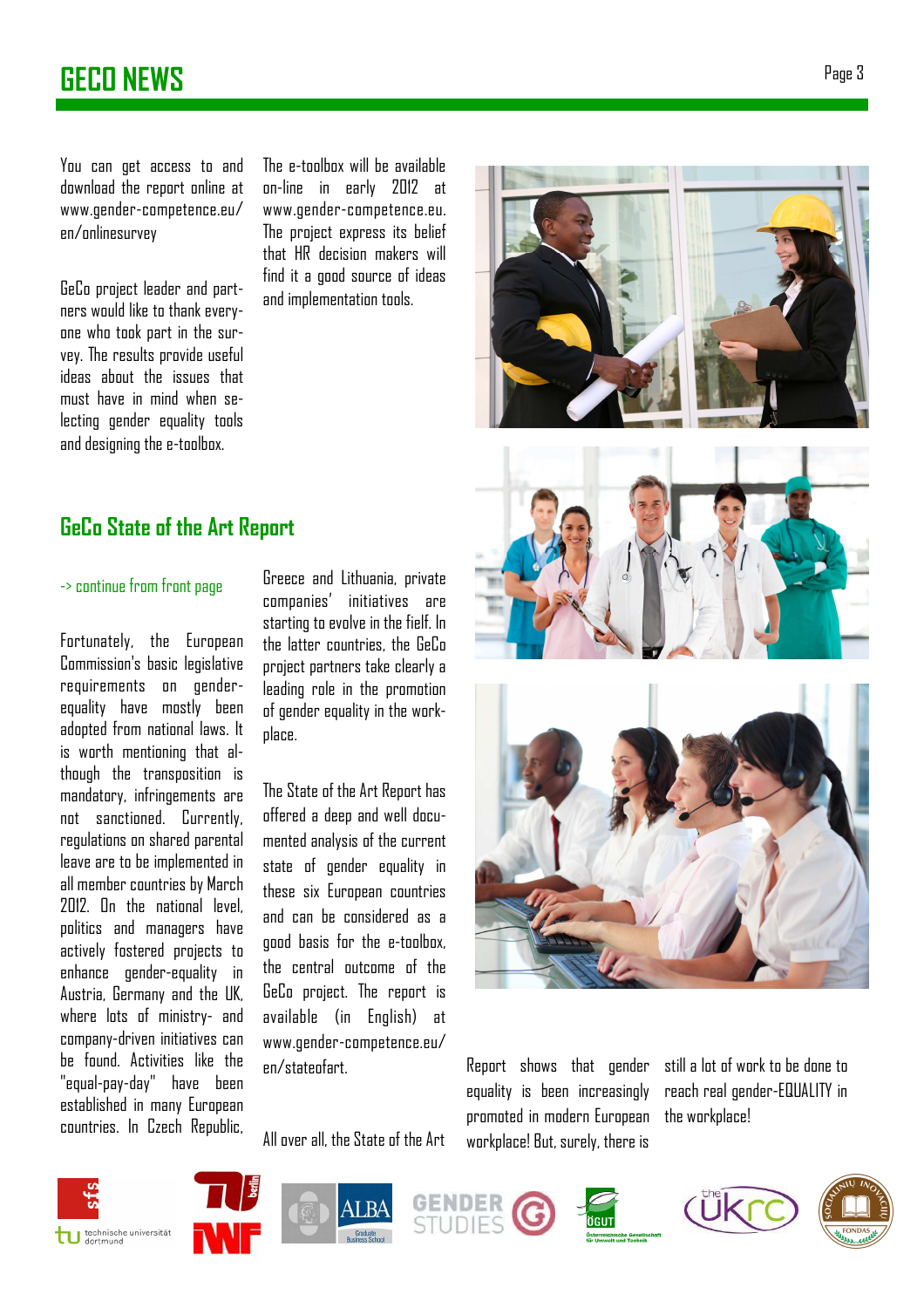You can get access to and download the report online at www.gender-competence.eu/en/onlinesurvey

GeCo project leader and partners would like to thank everyone who took part in the survey. The results provide useful ideas about the issues that must have in mind when selecting gender equality tools and designing the e-toolbox.

The e-toolbox will be available on-line in early 2012 at www.gender-competence.eu. The project express its belief that HR decision makers will find it a good source of ideas and implementation tools.

## GeCo State of the Art Report

-> continue from front page

Fortunately, the European Commission's basic legislative requirements on gender-equality have mostly been adopted from national laws. It is worth mentioning that although the transposition is mandatory, infringements are not sanctioned. Currently, regulations on shared parental leave are to be implemented in all member countries by March 2012. On the national level, politics and managers have actively fostered projects to enhance gender-equality in Austria, Germany and the UK, where lots of ministry- and company-driven initiatives can be found. Activities like the "equal-pay-day" have been established in many European countries. In Czech Republic, Greece and Lithuania, private companies' initiatives are starting to evolve in the fielf. In the latter countries, the GeCo project partners take clearly a leading role in the promotion of gender equality in the workplace.

The State of the Art Report has offered a deep and well documented analysis of the current state of gender equality in these six European countries and can be considered as a good basis for the e-toolbox, the central outcome of the GeCo project. The report is available (in English) at www.gender-competence.eu/en/stateofart.

All over all, the State of the Art Report shows that gender equality is been increasingly promoted in modern European workplace! But, surely, there is still a lot of work to be done to reach real gender-EQUALITY in the workplace!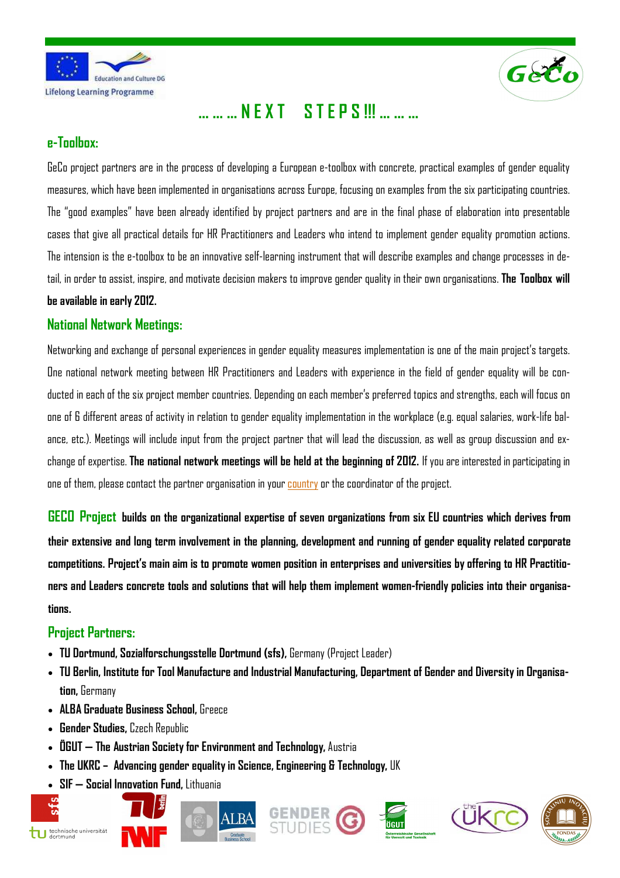# ……… N E X T   S T E P S !!! ………

## e-Toolbox:

GeCo project partners are in the process of developing a European e-toolbox with concrete, practical examples of gender equality measures, which have been implemented in organisations across Europe, focusing on examples from the six participating countries. The "good examples" have been already identified by project partners and are in the final phase of elaboration into presentable cases that give all practical details for HR Practitioners and Leaders who intend to implement gender equality promotion actions. The intension is the e-toolbox to be an innovative self-learning instrument that will describe examples and change processes in detail, in order to assist, inspire, and motivate decision makers to improve gender quality in their own organisations. **The Toolbox will be available in early 2012.**

## National Network Meetings:

Networking and exchange of personal experiences in gender equality measures implementation is one of the main project's targets. One national network meeting between HR Practitioners and Leaders with experience in the field of gender equality will be conducted in each of the six project member countries. Depending on each member's preferred topics and strengths, each will focus on one of 6 different areas of activity in relation to gender equality implementation in the workplace (e.g. equal salaries, work-life balance, etc.). Meetings will include input from the project partner that will lead the discussion, as well as group discussion and exchange of expertise. **The national network meetings will be held at the beginning of 2012.** If you are interested in participating in one of them, please contact the partner organisation in your country or the coordinator of the project.

**GECO Project builds on the organizational expertise of seven organizations from six EU countries which derives from their extensive and long term involvement in the planning, development and running of gender equality related corporate competitions. Project's main aim is to promote women position in enterprises and universities by offering to HR Practitioners and Leaders concrete tools and solutions that will help them implement women-friendly policies into their organisations.**

## Project Partners:

- **TU Dortmund, Sozialforschungsstelle Dortmund (sfs),** Germany (Project Leader)
- **TU Berlin, Institute for Tool Manufacture and Industrial Manufacturing, Department of Gender and Diversity in Organisation,** Germany
- **ALBA Graduate Business School,** Greece
- **Gender Studies,** Czech Republic
- **ÖGUT – The Austrian Society for Environment and Technology,** Austria
- **The UKRC – Advancing gender equality in Science, Engineering & Technology,** UK
- **SIF – Social Innovation Fund,** Lithuania